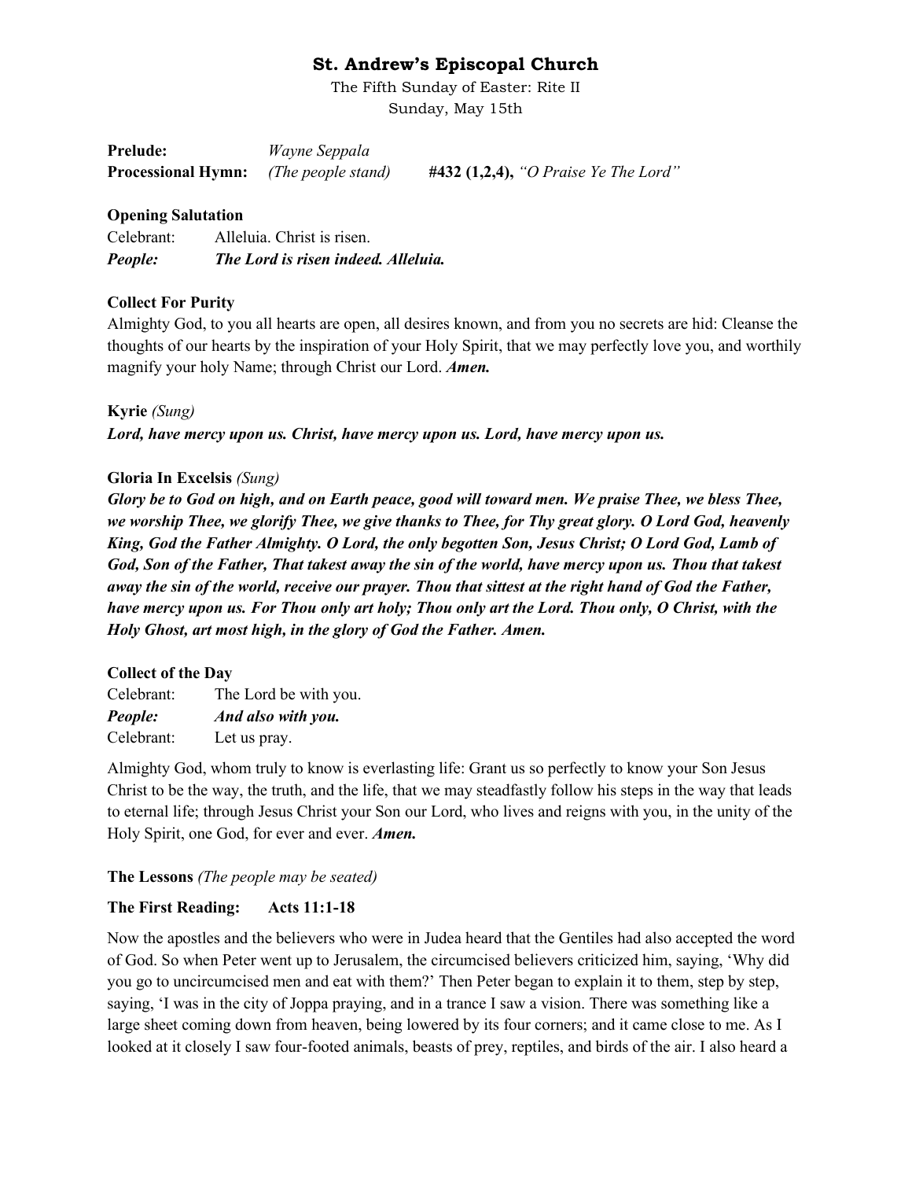# St. Andrew's Episcopal Church

The Fifth Sunday of Easter: Rite II
Sunday, May 15th

**Prelude:** *Wayne Seppala*
**Processional Hymn:** *(The people stand)* **#432 (1,2,4),** *"O Praise Ye The Lord"*

**Opening Salutation**

Celebrant: Alleluia. Christ is risen.
***People: The Lord is risen indeed. Alleluia.***

**Collect For Purity**

Almighty God, to you all hearts are open, all desires known, and from you no secrets are hid: Cleanse the thoughts of our hearts by the inspiration of your Holy Spirit, that we may perfectly love you, and worthily magnify your holy Name; through Christ our Lord. ***Amen.***

**Kyrie** *(Sung)*

***Lord, have mercy upon us. Christ, have mercy upon us. Lord, have mercy upon us.***

**Gloria In Excelsis** *(Sung)*

***Glory be to God on high, and on Earth peace, good will toward men. We praise Thee, we bless Thee, we worship Thee, we glorify Thee, we give thanks to Thee, for Thy great glory. O Lord God, heavenly King, God the Father Almighty. O Lord, the only begotten Son, Jesus Christ; O Lord God, Lamb of God, Son of the Father, That takest away the sin of the world, have mercy upon us. Thou that takest away the sin of the world, receive our prayer. Thou that sittest at the right hand of God the Father, have mercy upon us. For Thou only art holy; Thou only art the Lord. Thou only, O Christ, with the Holy Ghost, art most high, in the glory of God the Father. Amen.***

**Collect of the Day**

Celebrant: The Lord be with you.
***People: And also with you.***
Celebrant: Let us pray.

Almighty God, whom truly to know is everlasting life: Grant us so perfectly to know your Son Jesus Christ to be the way, the truth, and the life, that we may steadfastly follow his steps in the way that leads to eternal life; through Jesus Christ your Son our Lord, who lives and reigns with you, in the unity of the Holy Spirit, one God, for ever and ever. ***Amen.***

**The Lessons** *(The people may be seated)*

**The First Reading: Acts 11:1-18**

Now the apostles and the believers who were in Judea heard that the Gentiles had also accepted the word of God. So when Peter went up to Jerusalem, the circumcised believers criticized him, saying, 'Why did you go to uncircumcised men and eat with them?' Then Peter began to explain it to them, step by step, saying, 'I was in the city of Joppa praying, and in a trance I saw a vision. There was something like a large sheet coming down from heaven, being lowered by its four corners; and it came close to me. As I looked at it closely I saw four-footed animals, beasts of prey, reptiles, and birds of the air. I also heard a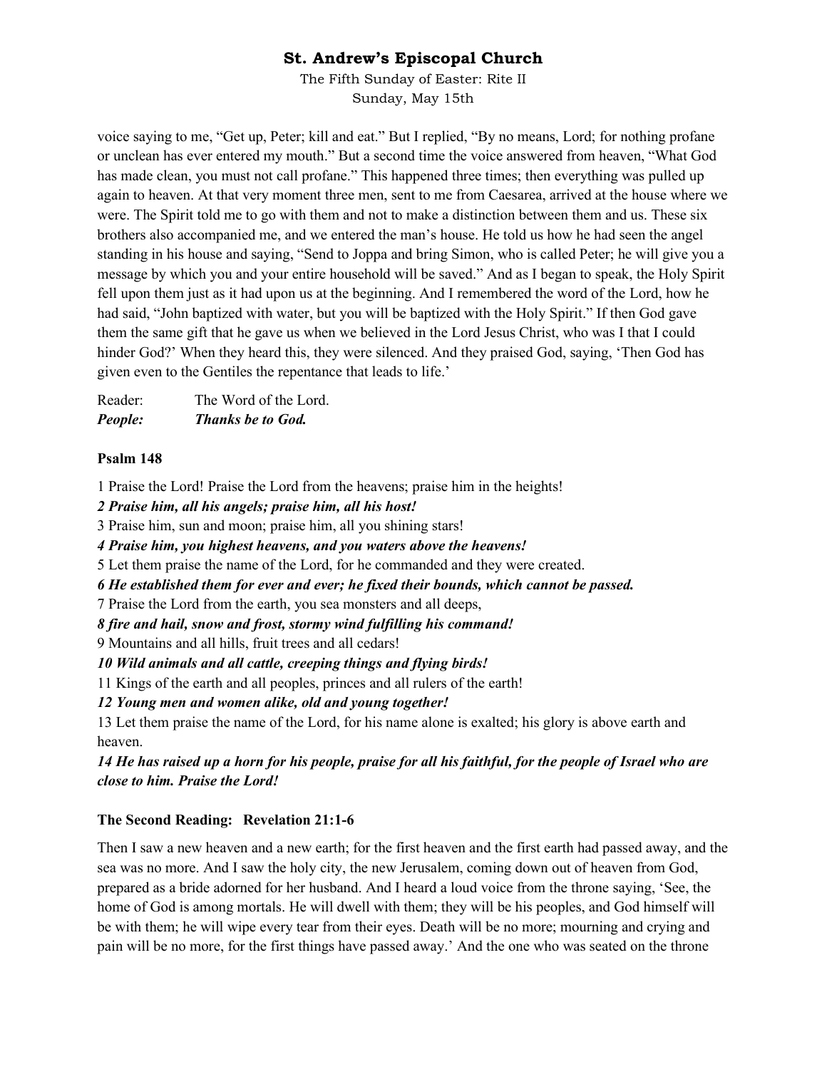voice saying to me, "Get up, Peter; kill and eat." But I replied, "By no means, Lord; for nothing profane or unclean has ever entered my mouth." But a second time the voice answered from heaven, "What God has made clean, you must not call profane." This happened three times; then everything was pulled up again to heaven. At that very moment three men, sent to me from Caesarea, arrived at the house where we were. The Spirit told me to go with them and not to make a distinction between them and us. These six brothers also accompanied me, and we entered the man's house. He told us how he had seen the angel standing in his house and saying, "Send to Joppa and bring Simon, who is called Peter; he will give you a message by which you and your entire household will be saved." And as I began to speak, the Holy Spirit fell upon them just as it had upon us at the beginning. And I remembered the word of the Lord, how he had said, "John baptized with water, but you will be baptized with the Holy Spirit." If then God gave them the same gift that he gave us when we believed in the Lord Jesus Christ, who was I that I could hinder God?' When they heard this, they were silenced. And they praised God, saying, 'Then God has given even to the Gentiles the repentance that leads to life.'

Reader: The Word of the Lord.
***People: Thanks be to God.***

**Psalm 148**

1 Praise the Lord! Praise the Lord from the heavens; praise him in the heights!
***2 Praise him, all his angels; praise him, all his host!***
3 Praise him, sun and moon; praise him, all you shining stars!
***4 Praise him, you highest heavens, and you waters above the heavens!***
5 Let them praise the name of the Lord, for he commanded and they were created.
***6 He established them for ever and ever; he fixed their bounds, which cannot be passed.***
7 Praise the Lord from the earth, you sea monsters and all deeps,
***8 fire and hail, snow and frost, stormy wind fulfilling his command!***
9 Mountains and all hills, fruit trees and all cedars!
***10 Wild animals and all cattle, creeping things and flying birds!***
11 Kings of the earth and all peoples, princes and all rulers of the earth!
***12 Young men and women alike, old and young together!***
13 Let them praise the name of the Lord, for his name alone is exalted; his glory is above earth and heaven.
***14 He has raised up a horn for his people, praise for all his faithful, for the people of Israel who are close to him. Praise the Lord!***

**The Second Reading: Revelation 21:1-6**

Then I saw a new heaven and a new earth; for the first heaven and the first earth had passed away, and the sea was no more. And I saw the holy city, the new Jerusalem, coming down out of heaven from God, prepared as a bride adorned for her husband. And I heard a loud voice from the throne saying, 'See, the home of God is among mortals. He will dwell with them; they will be his peoples, and God himself will be with them; he will wipe every tear from their eyes. Death will be no more; mourning and crying and pain will be no more, for the first things have passed away.' And the one who was seated on the throne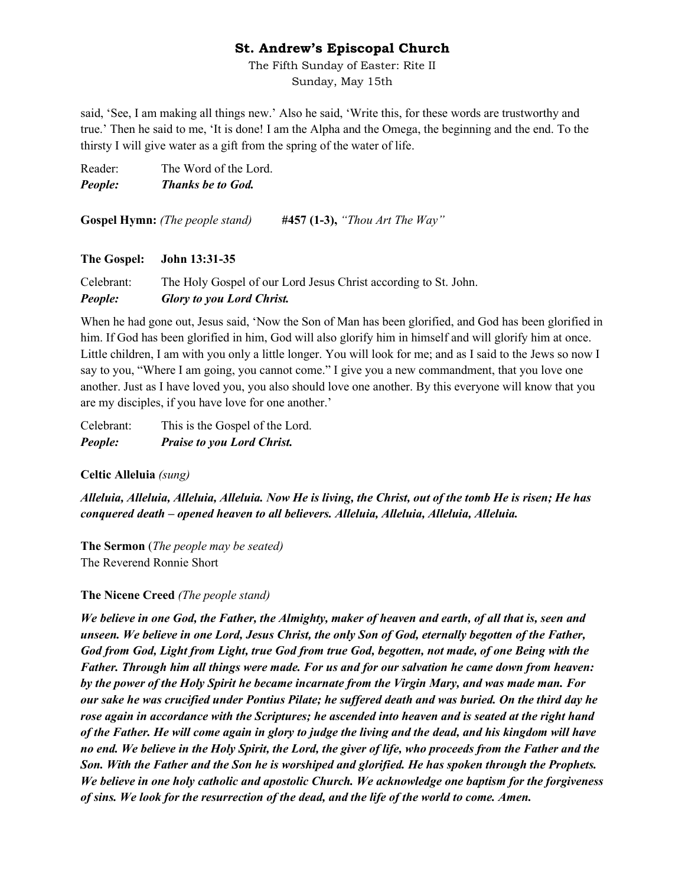said, 'See, I am making all things new.' Also he said, 'Write this, for these words are trustworthy and true.' Then he said to me, 'It is done! I am the Alpha and the Omega, the beginning and the end. To the thirsty I will give water as a gift from the spring of the water of life.

Reader: The Word of the Lord.
***People: Thanks be to God.***

**Gospel Hymn:** *(The people stand)* **#457 (1-3),** *"Thou Art The Way"*

**The Gospel: John 13:31-35**

Celebrant: The Holy Gospel of our Lord Jesus Christ according to St. John.
***People: Glory to you Lord Christ.***

When he had gone out, Jesus said, 'Now the Son of Man has been glorified, and God has been glorified in him. If God has been glorified in him, God will also glorify him in himself and will glorify him at once. Little children, I am with you only a little longer. You will look for me; and as I said to the Jews so now I say to you, "Where I am going, you cannot come." I give you a new commandment, that you love one another. Just as I have loved you, you also should love one another. By this everyone will know that you are my disciples, if you have love for one another.'

Celebrant: This is the Gospel of the Lord.
***People: Praise to you Lord Christ.***

**Celtic Alleluia** *(sung)*

***Alleluia, Alleluia, Alleluia, Alleluia. Now He is living, the Christ, out of the tomb He is risen; He has conquered death – opened heaven to all believers. Alleluia, Alleluia, Alleluia, Alleluia.***

**The Sermon** (*The people may be seated)*
The Reverend Ronnie Short

**The Nicene Creed** *(The people stand)*

***We believe in one God, the Father, the Almighty, maker of heaven and earth, of all that is, seen and unseen. We believe in one Lord, Jesus Christ, the only Son of God, eternally begotten of the Father, God from God, Light from Light, true God from true God, begotten, not made, of one Being with the Father. Through him all things were made. For us and for our salvation he came down from heaven: by the power of the Holy Spirit he became incarnate from the Virgin Mary, and was made man. For our sake he was crucified under Pontius Pilate; he suffered death and was buried. On the third day he rose again in accordance with the Scriptures; he ascended into heaven and is seated at the right hand of the Father. He will come again in glory to judge the living and the dead, and his kingdom will have no end. We believe in the Holy Spirit, the Lord, the giver of life, who proceeds from the Father and the Son. With the Father and the Son he is worshiped and glorified. He has spoken through the Prophets. We believe in one holy catholic and apostolic Church. We acknowledge one baptism for the forgiveness of sins. We look for the resurrection of the dead, and the life of the world to come. Amen.***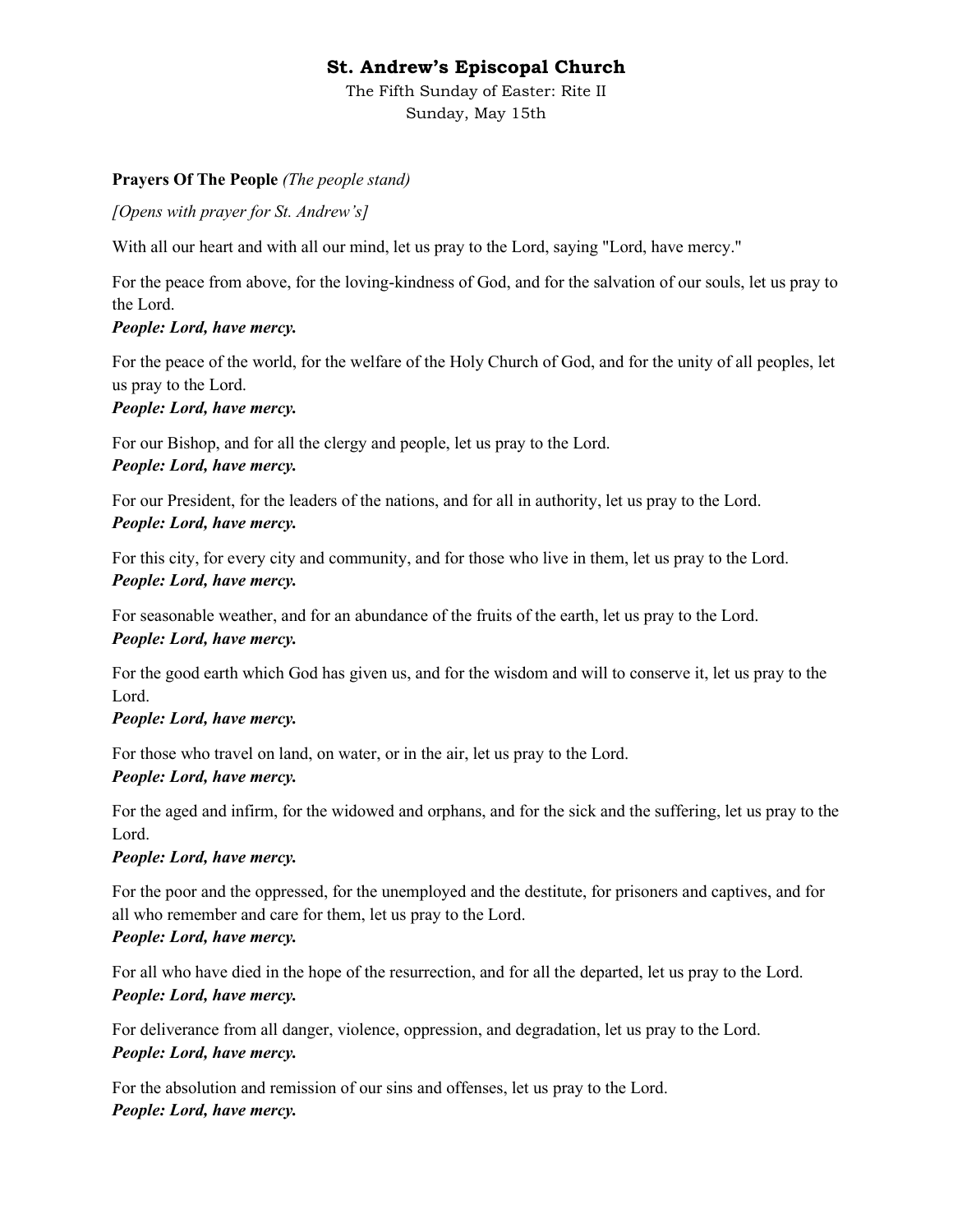## St. Andrew's Episcopal Church

The Fifth Sunday of Easter: Rite II
Sunday, May 15th

**Prayers Of The People** *(The people stand)*

*[Opens with prayer for St. Andrew's]*

With all our heart and with all our mind, let us pray to the Lord, saying "Lord, have mercy."

For the peace from above, for the loving-kindness of God, and for the salvation of our souls, let us pray to the Lord.
***People: Lord, have mercy.***

For the peace of the world, for the welfare of the Holy Church of God, and for the unity of all peoples, let us pray to the Lord.
***People: Lord, have mercy.***

For our Bishop, and for all the clergy and people, let us pray to the Lord.
***People: Lord, have mercy.***

For our President, for the leaders of the nations, and for all in authority, let us pray to the Lord.
***People: Lord, have mercy.***

For this city, for every city and community, and for those who live in them, let us pray to the Lord.
***People: Lord, have mercy.***

For seasonable weather, and for an abundance of the fruits of the earth, let us pray to the Lord.
***People: Lord, have mercy.***

For the good earth which God has given us, and for the wisdom and will to conserve it, let us pray to the Lord.
***People: Lord, have mercy.***

For those who travel on land, on water, or in the air, let us pray to the Lord.
***People: Lord, have mercy.***

For the aged and infirm, for the widowed and orphans, and for the sick and the suffering, let us pray to the Lord.
***People: Lord, have mercy.***

For the poor and the oppressed, for the unemployed and the destitute, for prisoners and captives, and for all who remember and care for them, let us pray to the Lord.
***People: Lord, have mercy.***

For all who have died in the hope of the resurrection, and for all the departed, let us pray to the Lord.
***People: Lord, have mercy.***

For deliverance from all danger, violence, oppression, and degradation, let us pray to the Lord.
***People: Lord, have mercy.***

For the absolution and remission of our sins and offenses, let us pray to the Lord.
***People: Lord, have mercy.***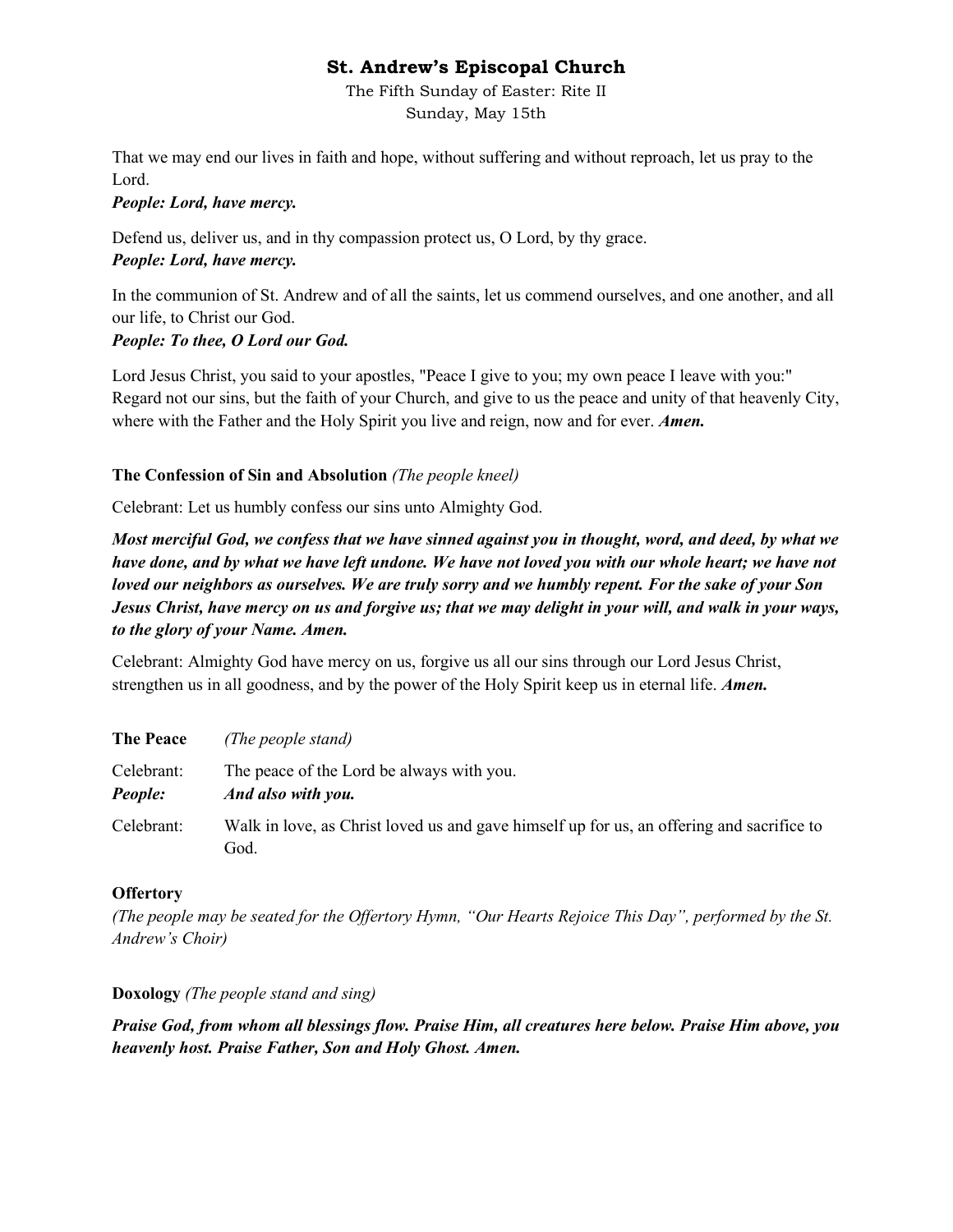# St. Andrew's Episcopal Church

The Fifth Sunday of Easter: Rite II
Sunday, May 15th

That we may end our lives in faith and hope, without suffering and without reproach, let us pray to the Lord.
***People: Lord, have mercy.***

Defend us, deliver us, and in thy compassion protect us, O Lord, by thy grace.
***People: Lord, have mercy.***

In the communion of St. Andrew and of all the saints, let us commend ourselves, and one another, and all our life, to Christ our God.
***People: To thee, O Lord our God.***

Lord Jesus Christ, you said to your apostles, "Peace I give to you; my own peace I leave with you:" Regard not our sins, but the faith of your Church, and give to us the peace and unity of that heavenly City, where with the Father and the Holy Spirit you live and reign, now and for ever. ***Amen.***

**The Confession of Sin and Absolution** *(The people kneel)*

Celebrant: Let us humbly confess our sins unto Almighty God.

***Most merciful God, we confess that we have sinned against you in thought, word, and deed, by what we have done, and by what we have left undone. We have not loved you with our whole heart; we have not loved our neighbors as ourselves. We are truly sorry and we humbly repent. For the sake of your Son Jesus Christ, have mercy on us and forgive us; that we may delight in your will, and walk in your ways, to the glory of your Name. Amen.***

Celebrant: Almighty God have mercy on us, forgive us all our sins through our Lord Jesus Christ, strengthen us in all goodness, and by the power of the Holy Spirit keep us in eternal life. ***Amen.***

**The Peace** *(The people stand)*

Celebrant: The peace of the Lord be always with you.
***People: And also with you.***

Celebrant: Walk in love, as Christ loved us and gave himself up for us, an offering and sacrifice to God.

**Offertory**
*(The people may be seated for the Offertory Hymn, "Our Hearts Rejoice This Day", performed by the St. Andrew's Choir)*

**Doxology** *(The people stand and sing)*

***Praise God, from whom all blessings flow. Praise Him, all creatures here below. Praise Him above, you heavenly host. Praise Father, Son and Holy Ghost. Amen.***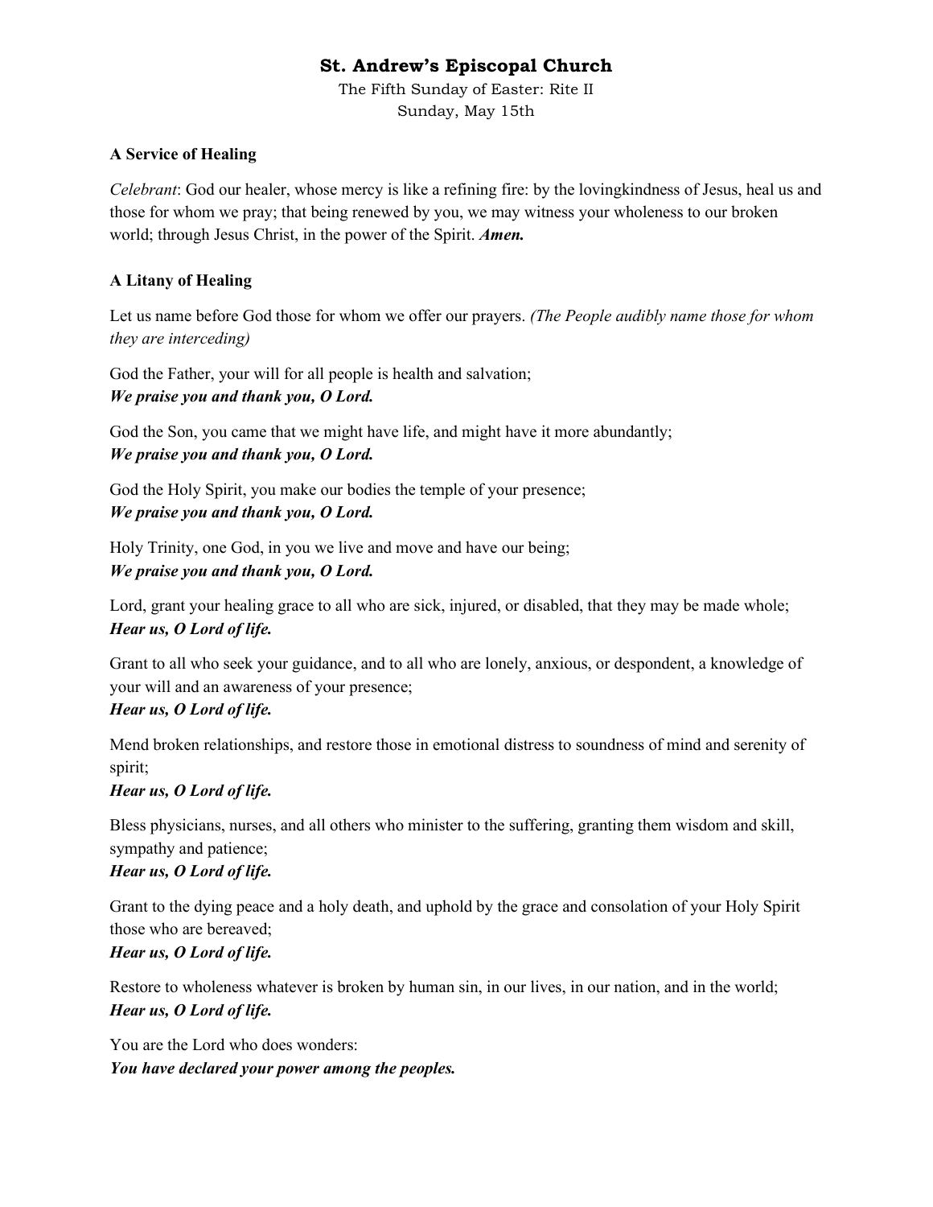# St. Andrew's Episcopal Church

The Fifth Sunday of Easter: Rite II
Sunday, May 15th

**A Service of Healing**

*Celebrant*: God our healer, whose mercy is like a refining fire: by the lovingkindness of Jesus, heal us and those for whom we pray; that being renewed by you, we may witness your wholeness to our broken world; through Jesus Christ, in the power of the Spirit. ***Amen.***

**A Litany of Healing**

Let us name before God those for whom we offer our prayers. *(The People audibly name those for whom they are interceding)*

God the Father, your will for all people is health and salvation;
***We praise you and thank you, O Lord.***

God the Son, you came that we might have life, and might have it more abundantly;
***We praise you and thank you, O Lord.***

God the Holy Spirit, you make our bodies the temple of your presence;
***We praise you and thank you, O Lord.***

Holy Trinity, one God, in you we live and move and have our being;
***We praise you and thank you, O Lord.***

Lord, grant your healing grace to all who are sick, injured, or disabled, that they may be made whole;
***Hear us, O Lord of life.***

Grant to all who seek your guidance, and to all who are lonely, anxious, or despondent, a knowledge of your will and an awareness of your presence;
***Hear us, O Lord of life.***

Mend broken relationships, and restore those in emotional distress to soundness of mind and serenity of spirit;
***Hear us, O Lord of life.***

Bless physicians, nurses, and all others who minister to the suffering, granting them wisdom and skill, sympathy and patience;
***Hear us, O Lord of life.***

Grant to the dying peace and a holy death, and uphold by the grace and consolation of your Holy Spirit those who are bereaved;
***Hear us, O Lord of life.***

Restore to wholeness whatever is broken by human sin, in our lives, in our nation, and in the world;
***Hear us, O Lord of life.***

You are the Lord who does wonders:
***You have declared your power among the peoples.***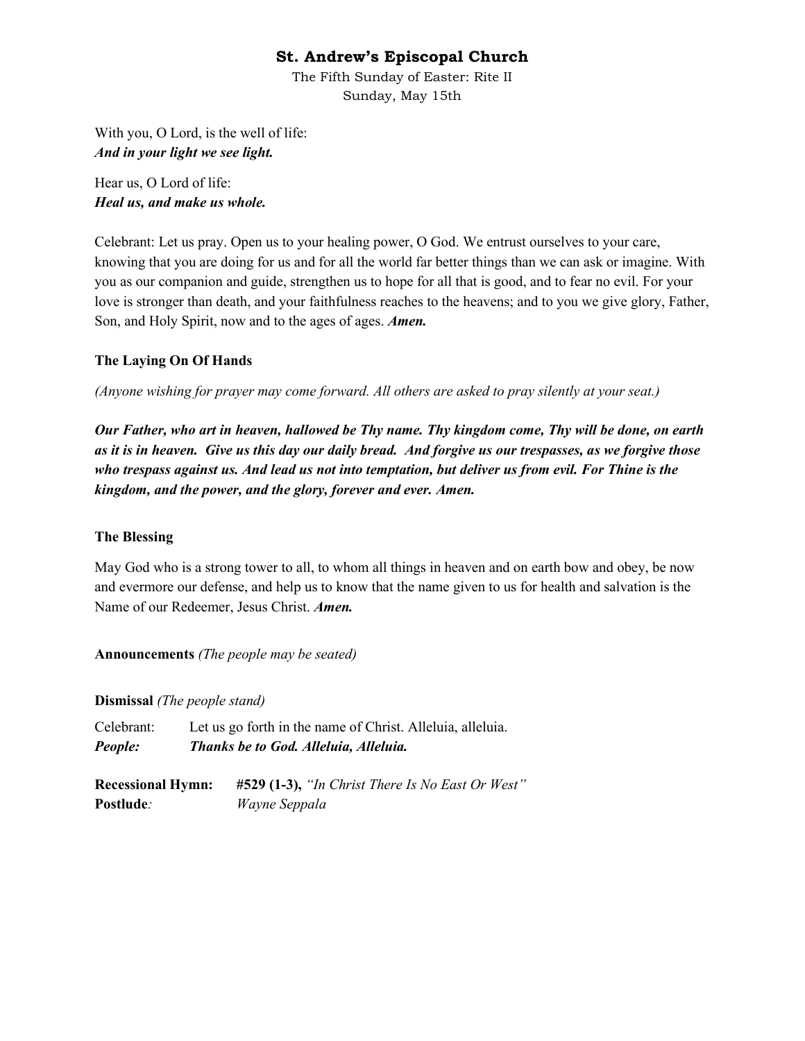# St. Andrew's Episcopal Church

The Fifth Sunday of Easter: Rite II
Sunday, May 15th

With you, O Lord, is the well of life:
***And in your light we see light.***

Hear us, O Lord of life:
***Heal us, and make us whole.***

Celebrant: Let us pray. Open us to your healing power, O God. We entrust ourselves to your care, knowing that you are doing for us and for all the world far better things than we can ask or imagine. With you as our companion and guide, strengthen us to hope for all that is good, and to fear no evil. For your love is stronger than death, and your faithfulness reaches to the heavens; and to you we give glory, Father, Son, and Holy Spirit, now and to the ages of ages. ***Amen.***

**The Laying On Of Hands**

*(Anyone wishing for prayer may come forward. All others are asked to pray silently at your seat.)*

***Our Father, who art in heaven, hallowed be Thy name. Thy kingdom come, Thy will be done, on earth as it is in heaven. Give us this day our daily bread. And forgive us our trespasses, as we forgive those who trespass against us. And lead us not into temptation, but deliver us from evil. For Thine is the kingdom, and the power, and the glory, forever and ever. Amen.***

**The Blessing**

May God who is a strong tower to all, to whom all things in heaven and on earth bow and obey, be now and evermore our defense, and help us to know that the name given to us for health and salvation is the Name of our Redeemer, Jesus Christ. ***Amen.***

**Announcements** *(The people may be seated)*

**Dismissal** *(The people stand)*

Celebrant: Let us go forth in the name of Christ. Alleluia, alleluia.
***People: Thanks be to God. Alleluia, Alleluia.***

**Recessional Hymn:** **#529 (1-3),** *"In Christ There Is No East Or West"*
**Postlude***:* *Wayne Seppala*